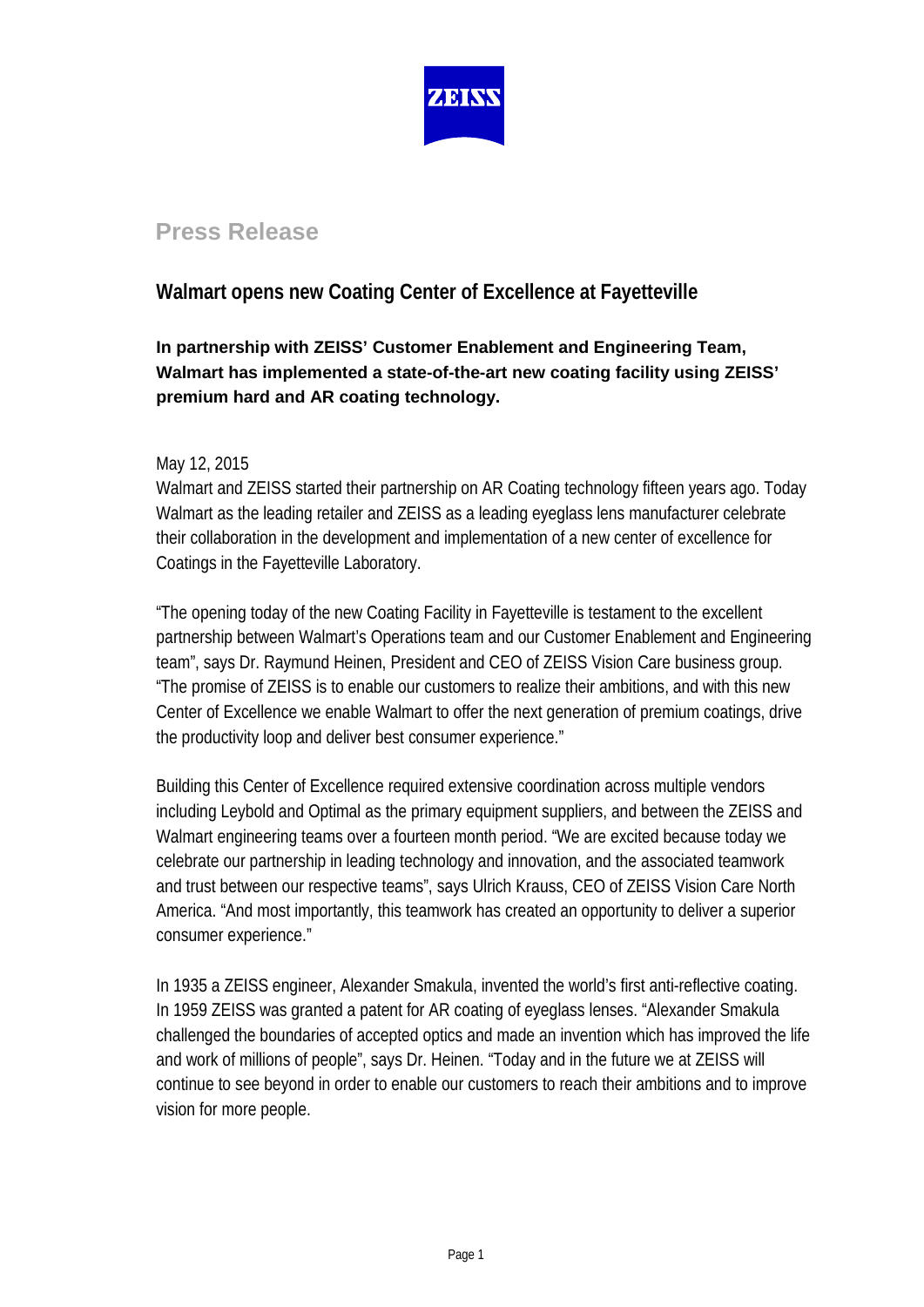ZEISS

# Press Release

## Walmart opens new Coating Center of Excellence at Fayetteville

**In partnership with ZEISS' Customer Enablement and Engineering Team, Walmart has implemented a state-of-the-art new coating facility using ZEISS' premium hard and AR coating technology.**

May 12, 2015

Walmart and ZEISS started their partnership on AR Coating technology fifteen years ago. Today Walmart as the leading retailer and ZEISS as a leading eyeglass lens manufacturer celebrate their collaboration in the development and implementation of a new center of excellence for Coatings in the Fayetteville Laboratory.

"The opening today of the new Coating Facility in Fayetteville is testament to the excellent partnership between Walmart's Operations team and our Customer Enablement and Engineering team", says Dr. Raymund Heinen, President and CEO of ZEISS Vision Care business group. "The promise of ZEISS is to enable our customers to realize their ambitions, and with this new Center of Excellence we enable Walmart to offer the next generation of premium coatings, drive the productivity loop and deliver best consumer experience."

Building this Center of Excellence required extensive coordination across multiple vendors including Leybold and Optimal as the primary equipment suppliers, and between the ZEISS and Walmart engineering teams over a fourteen month period. "We are excited because today we celebrate our partnership in leading technology and innovation, and the associated teamwork and trust between our respective teams", says Ulrich Krauss, CEO of ZEISS Vision Care North America. "And most importantly, this teamwork has created an opportunity to deliver a superior consumer experience."

In 1935 a ZEISS engineer, Alexander Smakula, invented the world's first anti-reflective coating. In 1959 ZEISS was granted a patent for AR coating of eyeglass lenses. "Alexander Smakula challenged the boundaries of accepted optics and made an invention which has improved the life and work of millions of people", says Dr. Heinen. "Today and in the future we at ZEISS will continue to see beyond in order to enable our customers to reach their ambitions and to improve vision for more people.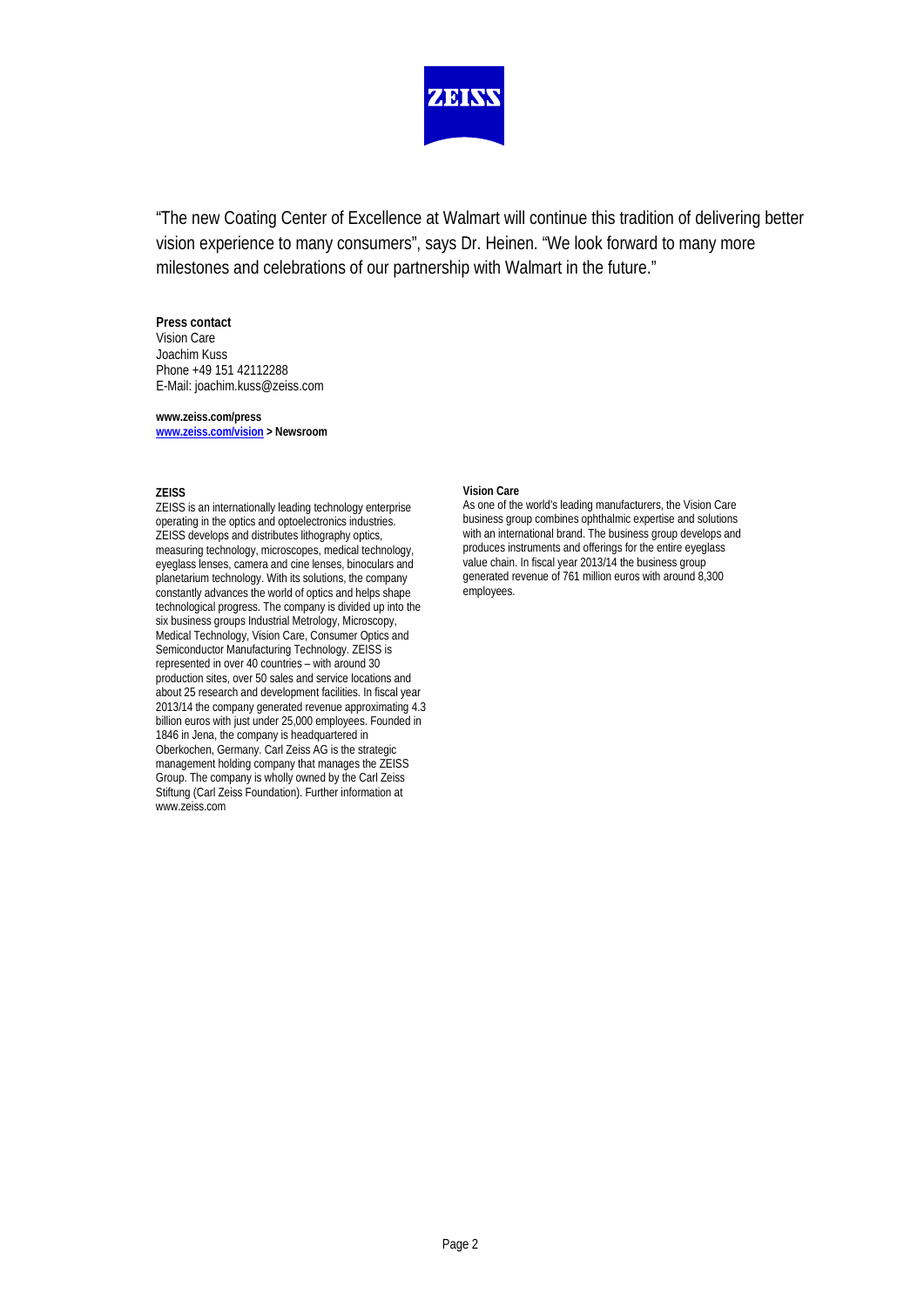"The new Coating Center of Excellence at Walmart will continue this tradition of delivering better vision experience to many consumers", says Dr. Heinen. "We look forward to many more milestones and celebrations of our partnership with Walmart in the future."

**Press contact**
Vision Care
Joachim Kuss
Phone +49 151 42112288
E-Mail: joachim.kuss@zeiss.com

**www.zeiss.com/press**
**www.zeiss.com/vision > Newsroom**

**ZEISS**
ZEISS is an internationally leading technology enterprise operating in the optics and optoelectronics industries. ZEISS develops and distributes lithography optics, measuring technology, microscopes, medical technology, eyeglass lenses, camera and cine lenses, binoculars and planetarium technology. With its solutions, the company constantly advances the world of optics and helps shape technological progress. The company is divided up into the six business groups Industrial Metrology, Microscopy, Medical Technology, Vision Care, Consumer Optics and Semiconductor Manufacturing Technology. ZEISS is represented in over 40 countries – with around 30 production sites, over 50 sales and service locations and about 25 research and development facilities. In fiscal year 2013/14 the company generated revenue approximating 4.3 billion euros with just under 25,000 employees. Founded in 1846 in Jena, the company is headquartered in Oberkochen, Germany. Carl Zeiss AG is the strategic management holding company that manages the ZEISS Group. The company is wholly owned by the Carl Zeiss Stiftung (Carl Zeiss Foundation). Further information at www.zeiss.com

**Vision Care**
As one of the world's leading manufacturers, the Vision Care business group combines ophthalmic expertise and solutions with an international brand. The business group develops and produces instruments and offerings for the entire eyeglass value chain. In fiscal year 2013/14 the business group generated revenue of 761 million euros with around 8,300 employees.